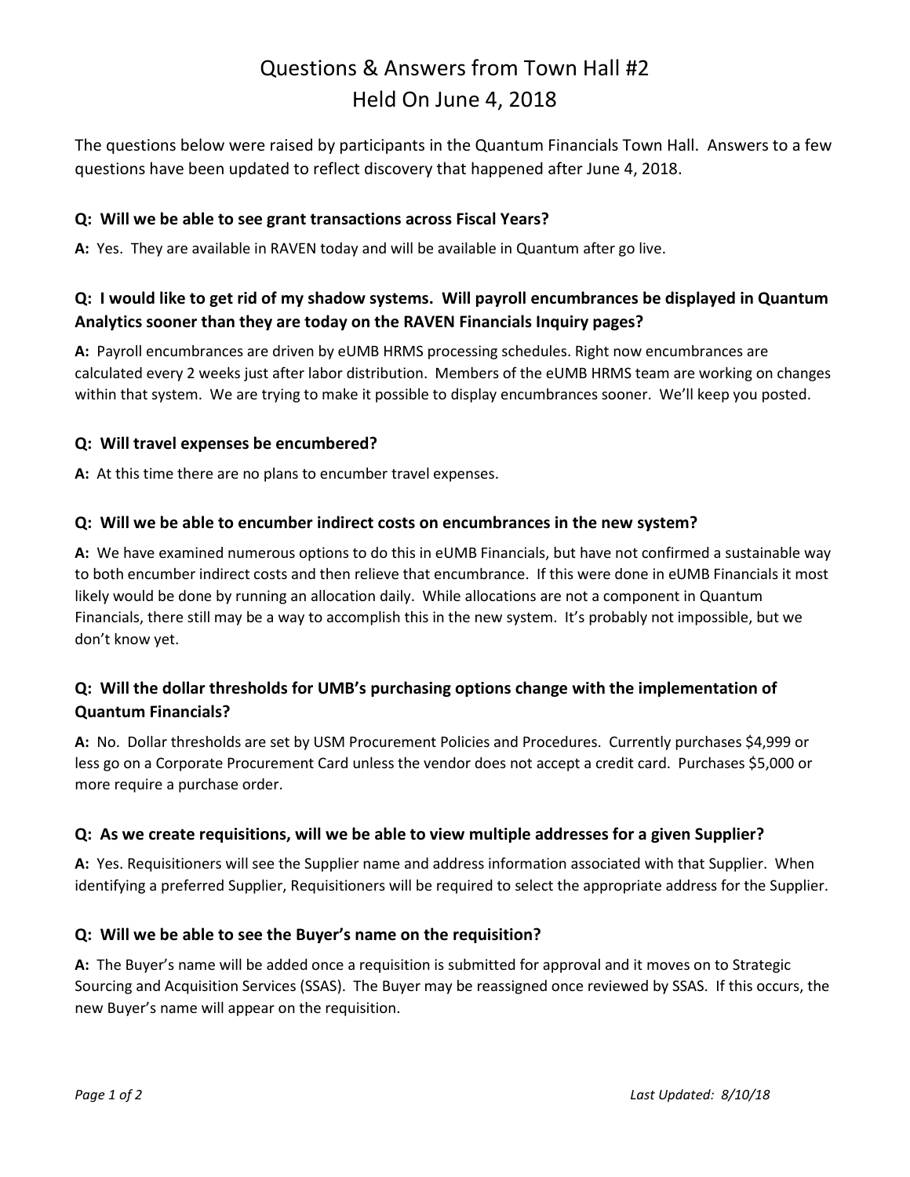# Questions & Answers from Town Hall #2
# Held On June 4, 2018

The questions below were raised by participants in the Quantum Financials Town Hall. Answers to a few questions have been updated to reflect discovery that happened after June 4, 2018.

### Q: Will we be able to see grant transactions across Fiscal Years?

**A:** Yes. They are available in RAVEN today and will be available in Quantum after go live.

### Q: I would like to get rid of my shadow systems. Will payroll encumbrances be displayed in Quantum Analytics sooner than they are today on the RAVEN Financials Inquiry pages?

**A:** Payroll encumbrances are driven by eUMB HRMS processing schedules. Right now encumbrances are calculated every 2 weeks just after labor distribution. Members of the eUMB HRMS team are working on changes within that system. We are trying to make it possible to display encumbrances sooner. We'll keep you posted.

### Q: Will travel expenses be encumbered?

**A:** At this time there are no plans to encumber travel expenses.

### Q: Will we be able to encumber indirect costs on encumbrances in the new system?

**A:** We have examined numerous options to do this in eUMB Financials, but have not confirmed a sustainable way to both encumber indirect costs and then relieve that encumbrance. If this were done in eUMB Financials it most likely would be done by running an allocation daily. While allocations are not a component in Quantum Financials, there still may be a way to accomplish this in the new system. It's probably not impossible, but we don't know yet.

### Q: Will the dollar thresholds for UMB's purchasing options change with the implementation of Quantum Financials?

**A:** No. Dollar thresholds are set by USM Procurement Policies and Procedures. Currently purchases $4,999 or less go on a Corporate Procurement Card unless the vendor does not accept a credit card. Purchases $5,000 or more require a purchase order.

### Q: As we create requisitions, will we be able to view multiple addresses for a given Supplier?

**A:** Yes. Requisitioners will see the Supplier name and address information associated with that Supplier. When identifying a preferred Supplier, Requisitioners will be required to select the appropriate address for the Supplier.

### Q: Will we be able to see the Buyer's name on the requisition?

**A:** The Buyer's name will be added once a requisition is submitted for approval and it moves on to Strategic Sourcing and Acquisition Services (SSAS). The Buyer may be reassigned once reviewed by SSAS. If this occurs, the new Buyer's name will appear on the requisition.

*Last Updated: 8/10/18*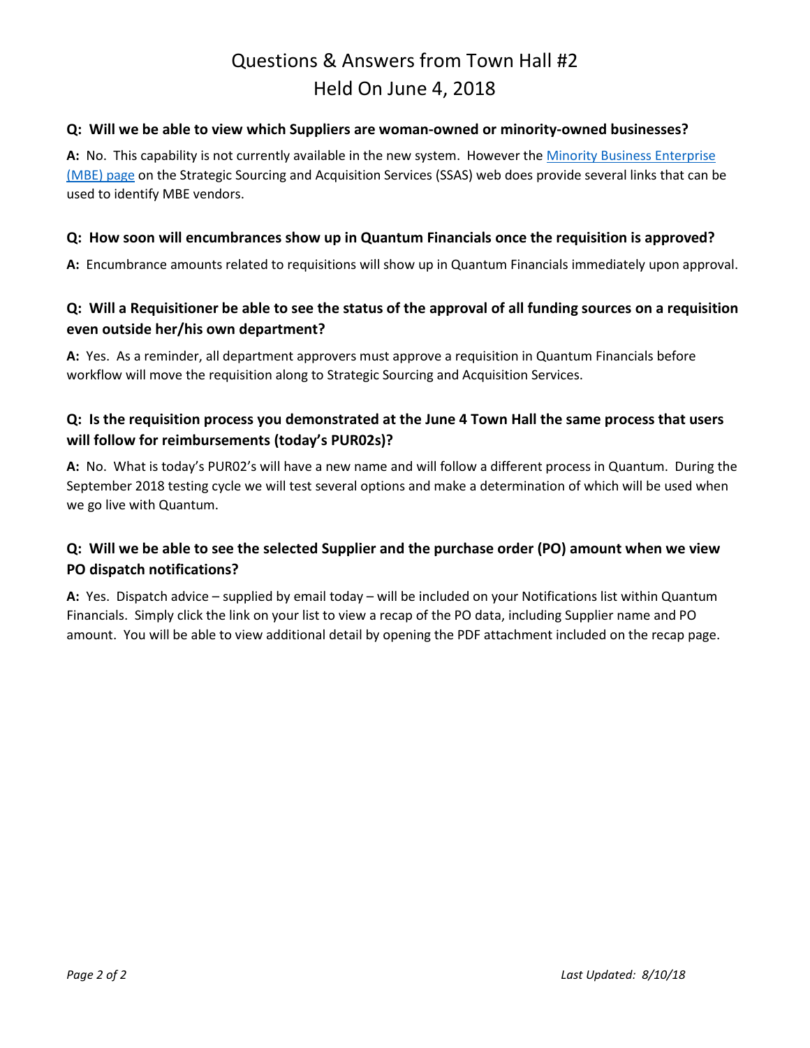# Questions & Answers from Town Hall #2
# Held On June 4, 2018

**Q: Will we be able to view which Suppliers are woman-owned or minority-owned businesses?**

**A:** No. This capability is not currently available in the new system. However the Minority Business Enterprise (MBE) page on the Strategic Sourcing and Acquisition Services (SSAS) web does provide several links that can be used to identify MBE vendors.

**Q: How soon will encumbrances show up in Quantum Financials once the requisition is approved?**

**A:** Encumbrance amounts related to requisitions will show up in Quantum Financials immediately upon approval.

**Q: Will a Requisitioner be able to see the status of the approval of all funding sources on a requisition even outside her/his own department?**

**A:** Yes. As a reminder, all department approvers must approve a requisition in Quantum Financials before workflow will move the requisition along to Strategic Sourcing and Acquisition Services.

**Q: Is the requisition process you demonstrated at the June 4 Town Hall the same process that users will follow for reimbursements (today's PUR02s)?**

**A:** No. What is today's PUR02's will have a new name and will follow a different process in Quantum. During the September 2018 testing cycle we will test several options and make a determination of which will be used when we go live with Quantum.

**Q: Will we be able to see the selected Supplier and the purchase order (PO) amount when we view PO dispatch notifications?**

**A:** Yes. Dispatch advice – supplied by email today – will be included on your Notifications list within Quantum Financials. Simply click the link on your list to view a recap of the PO data, including Supplier name and PO amount. You will be able to view additional detail by opening the PDF attachment included on the recap page.

*Last Updated: 8/10/18*